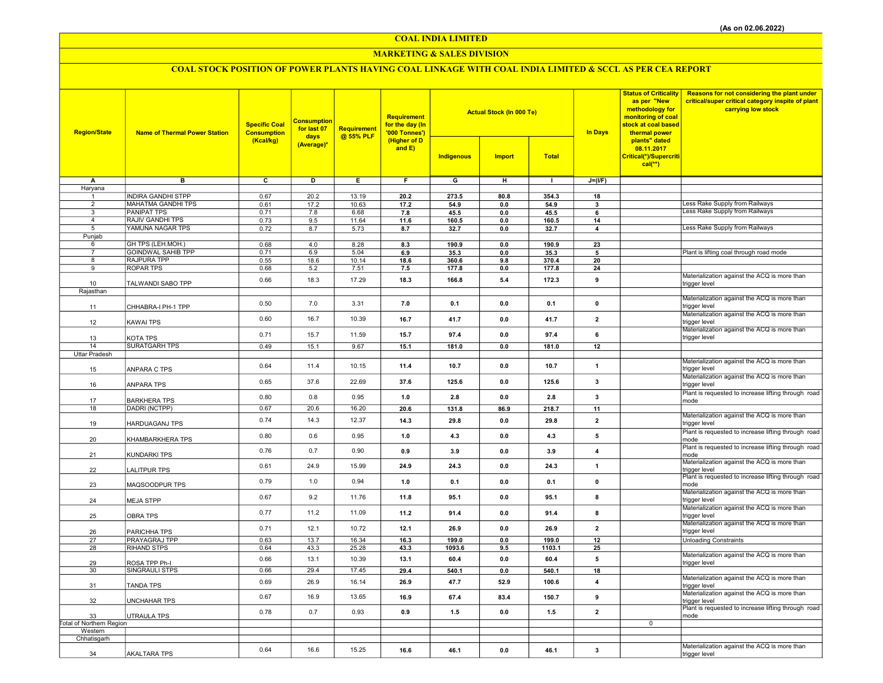(As on 02.06.2022)

# COAL INDIA LIMITED

## MARKETING & SALES DIVISION

### COAL STOCK POSITION OF POWER PLANTS HAVING COAL LINKAGE WITH COAL INDIA LIMITED & SCCL AS PER CEA REPORT

| Region/State | Name of Thermal Power Station | Specific Coal Consumption (Kcal/kg) | Consumption for last 07 days (Average)* | Requirement @ 55% PLF | Requirement for the day (In '000 Tonnes') (Higher of D and E) | Actual Stock (In 000 Te) | | | In Days | Status of Criticality as per "New methodology for monitoring of coal stock at coal based thermal power plants" dated 08.11.2017 Critical(*)/Supercritical(**) | Reasons for not considering the plant under critical/super critical category inspite of plant carrying low stock |
|---|---|---|---|---|---|---|---|---|---|---|---|
| | | | | | | Indigenous | Import | Total | | | |
| A | B | C | D | E | F | G | H | I | J=(I/F) | | |
| Haryana | | | | | | | | | | | |
| 1 | INDIRA GANDHI STPP | 0.67 | 20.2 | 13.19 | 20.2 | 273.5 | 80.8 | 354.3 | 18 | | |
| 2 | MAHATMA GANDHI TPS | 0.61 | 17.2 | 10.63 | 17.2 | 54.9 | 0.0 | 54.9 | 3 | | Less Rake Supply from Railways |
| 3 | PANIPAT TPS | 0.71 | 7.8 | 6.68 | 7.8 | 45.5 | 0.0 | 45.5 | 6 | | Less Rake Supply from Railways |
| 4 | RAJIV GANDHI TPS | 0.73 | 9.5 | 11.64 | 11.6 | 160.5 | 0.0 | 160.5 | 14 | | |
| 5 | YAMUNA NAGAR TPS | 0.72 | 8.7 | 5.73 | 8.7 | 32.7 | 0.0 | 32.7 | 4 | | Less Rake Supply from Railways |
| Punjab | | | | | | | | | | | |
| 6 | GH TPS (LEH.MOH.) | 0.68 | 4.0 | 8.28 | 8.3 | 190.9 | 0.0 | 190.9 | 23 | | |
| 7 | GOINDWAL SAHIB TPP | 0.71 | 6.9 | 5.04 | 6.9 | 35.3 | 0.0 | 35.3 | 5 | | Plant is lifting coal through road mode |
| 8 | RAJPURA TPP | 0.55 | 18.6 | 10.14 | 18.6 | 360.6 | 9.8 | 370.4 | 20 | | |
| 9 | ROPAR TPS | 0.68 | 5.2 | 7.51 | 7.5 | 177.8 | 0.0 | 177.8 | 24 | | |
| 10 | TALWANDI SABO TPP | 0.66 | 18.3 | 17.29 | 18.3 | 166.8 | 5.4 | 172.3 | 9 | | Materialization against the ACQ is more than trigger level |
| Rajasthan | | | | | | | | | | | |
| 11 | CHHABRA-I PH-1 TPP | 0.50 | 7.0 | 3.31 | 7.0 | 0.1 | 0.0 | 0.1 | 0 | | Materialization against the ACQ is more than trigger level |
| 12 | KAWAI TPS | 0.60 | 16.7 | 10.39 | 16.7 | 41.7 | 0.0 | 41.7 | 2 | | Materialization against the ACQ is more than trigger level |
| 13 | KOTA TPS | 0.71 | 15.7 | 11.59 | 15.7 | 97.4 | 0.0 | 97.4 | 6 | | Materialization against the ACQ is more than trigger level |
| 14 | SURATGARH TPS | 0.49 | 15.1 | 9.67 | 15.1 | 181.0 | 0.0 | 181.0 | 12 | | |
| Uttar Pradesh | | | | | | | | | | | |
| 15 | ANPARA C TPS | 0.64 | 11.4 | 10.15 | 11.4 | 10.7 | 0.0 | 10.7 | 1 | | Materialization against the ACQ is more than trigger level |
| 16 | ANPARA TPS | 0.65 | 37.6 | 22.69 | 37.6 | 125.6 | 0.0 | 125.6 | 3 | | Materialization against the ACQ is more than trigger level |
| 17 | BARKHERA TPS | 0.80 | 0.8 | 0.95 | 1.0 | 2.8 | 0.0 | 2.8 | 3 | | Plant is requested to increase lifting through road mode |
| 18 | DADRI (NCTPP) | 0.67 | 20.6 | 16.20 | 20.6 | 131.8 | 86.9 | 218.7 | 11 | | |
| 19 | HARDUAGANJ TPS | 0.74 | 14.3 | 12.37 | 14.3 | 29.8 | 0.0 | 29.8 | 2 | | Materialization against the ACQ is more than trigger level |
| 20 | KHAMBARKHERA TPS | 0.80 | 0.6 | 0.95 | 1.0 | 4.3 | 0.0 | 4.3 | 5 | | Plant is requested to increase lifting through road mode |
| 21 | KUNDARKI TPS | 0.76 | 0.7 | 0.90 | 0.9 | 3.9 | 0.0 | 3.9 | 4 | | Plant is requested to increase lifting through road mode |
| 22 | LALITPUR TPS | 0.61 | 24.9 | 15.99 | 24.9 | 24.3 | 0.0 | 24.3 | 1 | | Materialization against the ACQ is more than trigger level |
| 23 | MAQSOODPUR TPS | 0.79 | 1.0 | 0.94 | 1.0 | 0.1 | 0.0 | 0.1 | 0 | | Plant is requested to increase lifting through road mode |
| 24 | MEJA STPP | 0.67 | 9.2 | 11.76 | 11.8 | 95.1 | 0.0 | 95.1 | 8 | | Materialization against the ACQ is more than trigger level |
| 25 | OBRA TPS | 0.77 | 11.2 | 11.09 | 11.2 | 91.4 | 0.0 | 91.4 | 8 | | Materialization against the ACQ is more than trigger level |
| 26 | PARICHHA TPS | 0.71 | 12.1 | 10.72 | 12.1 | 26.9 | 0.0 | 26.9 | 2 | | Materialization against the ACQ is more than trigger level |
| 27 | PRAYAGRAJ TPP | 0.63 | 13.7 | 16.34 | 16.3 | 199.0 | 0.0 | 199.0 | 12 | | Unloading Constraints |
| 28 | RIHAND STPS | 0.64 | 43.3 | 25.28 | 43.3 | 1093.6 | 9.5 | 1103.1 | 25 | | |
| 29 | ROSA TPP Ph-I | 0.66 | 13.1 | 10.39 | 13.1 | 60.4 | 0.0 | 60.4 | 5 | | Materialization against the ACQ is more than trigger level |
| 30 | SINGRAULI STPS | 0.66 | 29.4 | 17.45 | 29.4 | 540.1 | 0.0 | 540.1 | 18 | | |
| 31 | TANDA TPS | 0.69 | 26.9 | 16.14 | 26.9 | 47.7 | 52.9 | 100.6 | 4 | | Materialization against the ACQ is more than trigger level |
| 32 | UNCHAHAR TPS | 0.67 | 16.9 | 13.65 | 16.9 | 67.4 | 83.4 | 150.7 | 9 | | Materialization against the ACQ is more than trigger level |
| 33 | UTRAULA TPS | 0.78 | 0.7 | 0.93 | 0.9 | 1.5 | 0.0 | 1.5 | 2 | | Plant is requested to increase lifting through road mode |
| Total of Northern Region | | | | | | | | | | 0 | |
| Western | | | | | | | | | | | |
| Chhatisgarh | | | | | | | | | | | |
| 34 | AKALTARA TPS | 0.64 | 16.6 | 15.25 | 16.6 | 46.1 | 0.0 | 46.1 | 3 | | Materialization against the ACQ is more than trigger level |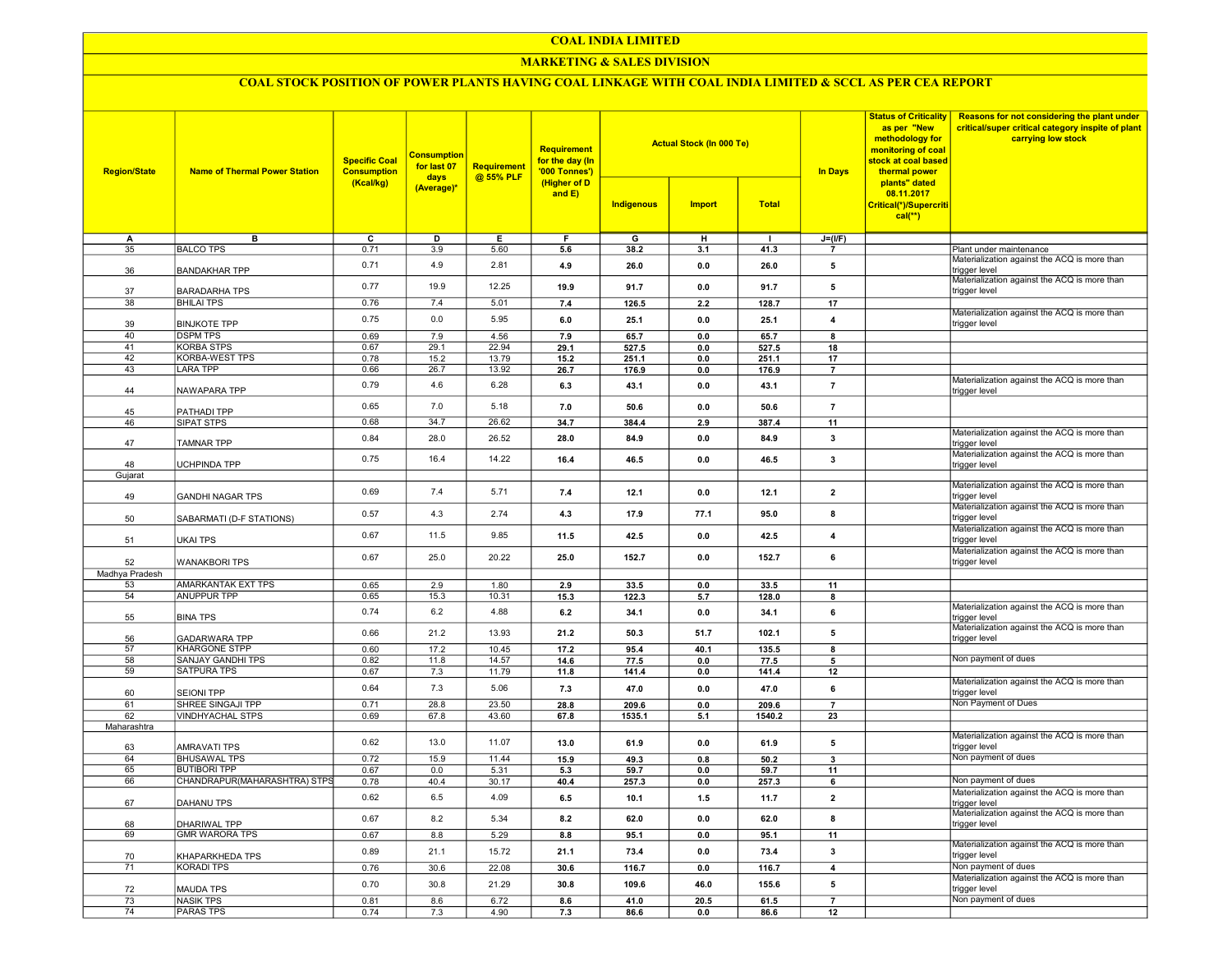# COAL INDIA LIMITED

## MARKETING & SALES DIVISION

### COAL STOCK POSITION OF POWER PLANTS HAVING COAL LINKAGE WITH COAL INDIA LIMITED & SCCL AS PER CEA REPORT

| Region/State | Name of Thermal Power Station | Specific Coal Consumption (Kcal/kg) | Consumption for last 07 days (Average)* | Requirement @ 55% PLF | Requirement for the day (In '000 Tonnes') (Higher of D and E) | Actual Stock (In 000 Te) | | | In Days | Status of Criticality as per "New methodology for monitoring of coal stock at coal based thermal power plants" dated 08.11.2017 Critical(*)/Supercritical(**) | Reasons for not considering the plant under critical/super critical category inspite of plant carrying low stock |
|---|---|---|---|---|---|---|---|---|---|---|---|
| | | | | | | Indigenous | Import | Total | | | |
| A | B | C | D | E | F | G | H | I | J=(I/F) | | |
| 35 | BALCO TPS | 0.71 | 3.9 | 5.60 | 5.6 | 38.2 | 3.1 | 41.3 | 7 | | Plant under maintenance |
| 36 | BANDAKHAR TPP | 0.71 | 4.9 | 2.81 | 4.9 | 26.0 | 0.0 | 26.0 | 5 | | Materialization against the ACQ is more than trigger level |
| 37 | BARADARHA TPS | 0.77 | 19.9 | 12.25 | 19.9 | 91.7 | 0.0 | 91.7 | 5 | | Materialization against the ACQ is more than trigger level |
| 38 | BHILAI TPS | 0.76 | 7.4 | 5.01 | 7.4 | 126.5 | 2.2 | 128.7 | 17 | | |
| 39 | BINJKOTE TPP | 0.75 | 0.0 | 5.95 | 6.0 | 25.1 | 0.0 | 25.1 | 4 | | Materialization against the ACQ is more than trigger level |
| 40 | DSPM TPS | 0.69 | 7.9 | 4.56 | 7.9 | 65.7 | 0.0 | 65.7 | 8 | | |
| 41 | KORBA STPS | 0.67 | 29.1 | 22.94 | 29.1 | 527.5 | 0.0 | 527.5 | 18 | | |
| 42 | KORBA-WEST TPS | 0.78 | 15.2 | 13.79 | 15.2 | 251.1 | 0.0 | 251.1 | 17 | | |
| 43 | LARA TPP | 0.66 | 26.7 | 13.92 | 26.7 | 176.9 | 0.0 | 176.9 | 7 | | |
| 44 | NAWAPARA TPP | 0.79 | 4.6 | 6.28 | 6.3 | 43.1 | 0.0 | 43.1 | 7 | | Materialization against the ACQ is more than trigger level |
| 45 | PATHADI TPP | 0.65 | 7.0 | 5.18 | 7.0 | 50.6 | 0.0 | 50.6 | 7 | | |
| 46 | SIPAT STPS | 0.68 | 34.7 | 26.62 | 34.7 | 384.4 | 2.9 | 387.4 | 11 | | |
| 47 | TAMNAR TPP | 0.84 | 28.0 | 26.52 | 28.0 | 84.9 | 0.0 | 84.9 | 3 | | Materialization against the ACQ is more than trigger level |
| 48 | UCHPINDA TPP | 0.75 | 16.4 | 14.22 | 16.4 | 46.5 | 0.0 | 46.5 | 3 | | Materialization against the ACQ is more than trigger level |
| Gujarat | | | | | | | | | | | |
| 49 | GANDHI NAGAR TPS | 0.69 | 7.4 | 5.71 | 7.4 | 12.1 | 0.0 | 12.1 | 2 | | Materialization against the ACQ is more than trigger level |
| 50 | SABARMATI (D-F STATIONS) | 0.57 | 4.3 | 2.74 | 4.3 | 17.9 | 77.1 | 95.0 | 8 | | Materialization against the ACQ is more than trigger level |
| 51 | UKAI TPS | 0.67 | 11.5 | 9.85 | 11.5 | 42.5 | 0.0 | 42.5 | 4 | | Materialization against the ACQ is more than trigger level |
| 52 | WANAKBORI TPS | 0.67 | 25.0 | 20.22 | 25.0 | 152.7 | 0.0 | 152.7 | 6 | | Materialization against the ACQ is more than trigger level |
| Madhya Pradesh | | | | | | | | | | | |
| 53 | AMARKANTAK EXT TPS | 0.65 | 2.9 | 1.80 | 2.9 | 33.5 | 0.0 | 33.5 | 11 | | |
| 54 | ANUPPUR TPP | 0.65 | 15.3 | 10.31 | 15.3 | 122.3 | 5.7 | 128.0 | 8 | | |
| 55 | BINA TPS | 0.74 | 6.2 | 4.88 | 6.2 | 34.1 | 0.0 | 34.1 | 6 | | Materialization against the ACQ is more than trigger level |
| 56 | GADARWARA TPP | 0.66 | 21.2 | 13.93 | 21.2 | 50.3 | 51.7 | 102.1 | 5 | | Materialization against the ACQ is more than trigger level |
| 57 | KHARGONE STPP | 0.60 | 17.2 | 10.45 | 17.2 | 95.4 | 40.1 | 135.5 | 8 | | |
| 58 | SANJAY GANDHI TPS | 0.82 | 11.8 | 14.57 | 14.6 | 77.5 | 0.0 | 77.5 | 5 | | Non payment of dues |
| 59 | SATPURA TPS | 0.67 | 7.3 | 11.79 | 11.8 | 141.4 | 0.0 | 141.4 | 12 | | |
| 60 | SEIONI TPP | 0.64 | 7.3 | 5.06 | 7.3 | 47.0 | 0.0 | 47.0 | 6 | | Materialization against the ACQ is more than trigger level |
| 61 | SHREE SINGAJI TPP | 0.71 | 28.8 | 23.50 | 28.8 | 209.6 | 0.0 | 209.6 | 7 | | Non Payment of Dues |
| 62 | VINDHYACHAL STPS | 0.69 | 67.8 | 43.60 | 67.8 | 1535.1 | 5.1 | 1540.2 | 23 | | |
| Maharashtra | | | | | | | | | | | |
| 63 | AMRAVATI TPS | 0.62 | 13.0 | 11.07 | 13.0 | 61.9 | 0.0 | 61.9 | 5 | | Materialization against the ACQ is more than trigger level |
| 64 | BHUSAWAL TPS | 0.72 | 15.9 | 11.44 | 15.9 | 49.3 | 0.8 | 50.2 | 3 | | Non payment of dues |
| 65 | BUTIBORI TPP | 0.67 | 0.0 | 5.31 | 5.3 | 59.7 | 0.0 | 59.7 | 11 | | |
| 66 | CHANDRAPUR(MAHARASHTRA) STPS | 0.78 | 40.4 | 30.17 | 40.4 | 257.3 | 0.0 | 257.3 | 6 | | Non payment of dues |
| 67 | DAHANU TPS | 0.62 | 6.5 | 4.09 | 6.5 | 10.1 | 1.5 | 11.7 | 2 | | Materialization against the ACQ is more than trigger level |
| 68 | DHARIWAL TPP | 0.67 | 8.2 | 5.34 | 8.2 | 62.0 | 0.0 | 62.0 | 8 | | Materialization against the ACQ is more than trigger level |
| 69 | GMR WARORA TPS | 0.67 | 8.8 | 5.29 | 8.8 | 95.1 | 0.0 | 95.1 | 11 | | |
| 70 | KHAPARKHEDA TPS | 0.89 | 21.1 | 15.72 | 21.1 | 73.4 | 0.0 | 73.4 | 3 | | Materialization against the ACQ is more than trigger level |
| 71 | KORADI TPS | 0.76 | 30.6 | 22.08 | 30.6 | 116.7 | 0.0 | 116.7 | 4 | | Non payment of dues |
| 72 | MAUDA TPS | 0.70 | 30.8 | 21.29 | 30.8 | 109.6 | 46.0 | 155.6 | 5 | | Materialization against the ACQ is more than trigger level |
| 73 | NASIK TPS | 0.81 | 8.6 | 6.72 | 8.6 | 41.0 | 20.5 | 61.5 | 7 | | Non payment of dues |
| 74 | PARAS TPS | 0.74 | 7.3 | 4.90 | 7.3 | 86.6 | 0.0 | 86.6 | 12 | | |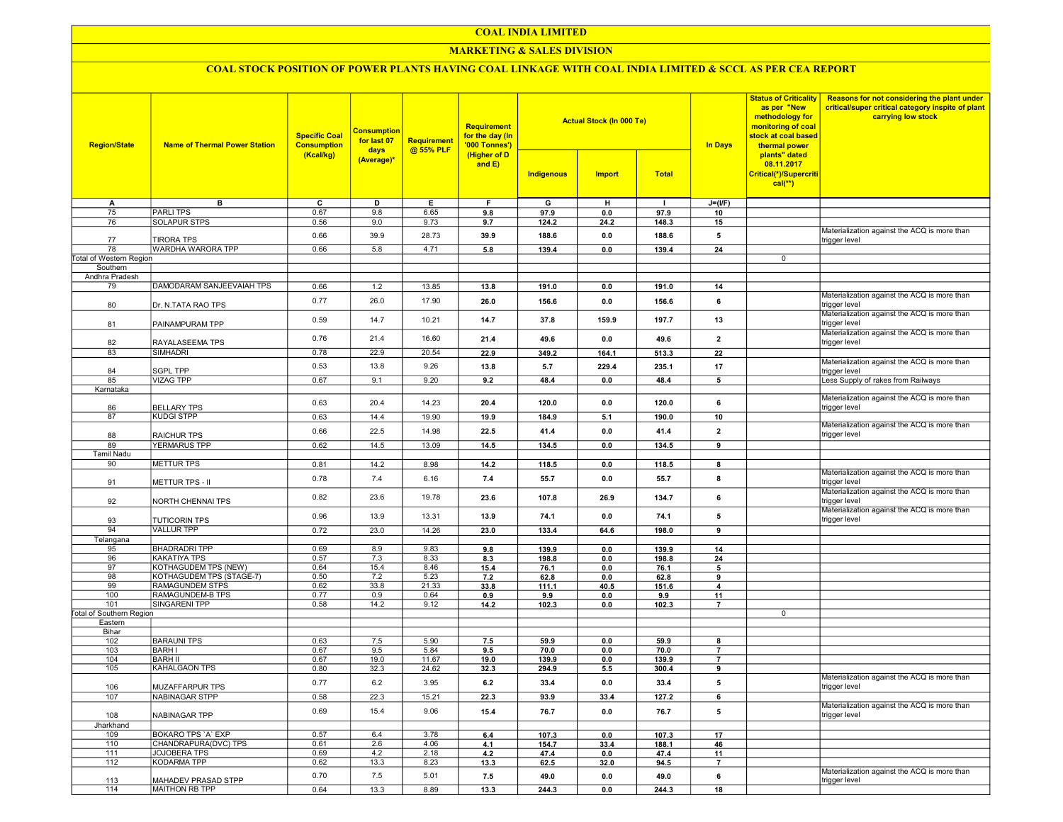# COAL INDIA LIMITED

## MARKETING & SALES DIVISION

### COAL STOCK POSITION OF POWER PLANTS HAVING COAL LINKAGE WITH COAL INDIA LIMITED & SCCL AS PER CEA REPORT

| Region/State | Name of Thermal Power Station | Specific Coal Consumption (Kcal/kg) | Consumption for last 07 days (Average)* | Requirement @ 55% PLF | Requirement for the day (In '000 Tonnes') (Higher of D and E) | Actual Stock (In 000 Te) | | | In Days | Status of Criticality as per "New methodology for monitoring of coal stock at coal based thermal power plants" dated 08.11.2017 Critical(*)/Supercritical(**) | Reasons for not considering the plant under critical/super critical category inspite of plant carrying low stock |
|---|---|---|---|---|---|---|---|---|---|---|---|
| | | | | | | Indigenous | Import | Total | | | |
| A | B | C | D | E | F | G | H | I | J=(I/F) | | |
| 75 | PARLI TPS | 0.67 | 9.8 | 6.65 | 9.8 | 97.9 | 0.0 | 97.9 | 10 | | |
| 76 | SOLAPUR STPS | 0.56 | 9.0 | 9.73 | 9.7 | 124.2 | 24.2 | 148.3 | 15 | | |
| 77 | TIRORA TPS | 0.66 | 39.9 | 28.73 | 39.9 | 188.6 | 0.0 | 188.6 | 5 | | Materialization against the ACQ is more than trigger level |
| 78 | WARDHA WARORA TPP | 0.66 | 5.8 | 4.71 | 5.8 | 139.4 | 0.0 | 139.4 | 24 | | |
| Total of Western Region | | | | | | | | | | 0 | |
| Southern | | | | | | | | | | | |
| Andhra Pradesh | | | | | | | | | | | |
| 79 | DAMODARAM SANJEEVAIAH TPS | 0.66 | 1.2 | 13.85 | 13.8 | 191.0 | 0.0 | 191.0 | 14 | | |
| 80 | Dr. N.TATA RAO TPS | 0.77 | 26.0 | 17.90 | 26.0 | 156.6 | 0.0 | 156.6 | 6 | | Materialization against the ACQ is more than trigger level |
| 81 | PAINAMPURAM TPP | 0.59 | 14.7 | 10.21 | 14.7 | 37.8 | 159.9 | 197.7 | 13 | | Materialization against the ACQ is more than trigger level |
| 82 | RAYALASEEMA TPS | 0.76 | 21.4 | 16.60 | 21.4 | 49.6 | 0.0 | 49.6 | 2 | | Materialization against the ACQ is more than trigger level |
| 83 | SIMHADRI | 0.78 | 22.9 | 20.54 | 22.9 | 349.2 | 164.1 | 513.3 | 22 | | |
| 84 | SGPL TPP | 0.53 | 13.8 | 9.26 | 13.8 | 5.7 | 229.4 | 235.1 | 17 | | Materialization against the ACQ is more than trigger level |
| 85 | VIZAG TPP | 0.67 | 9.1 | 9.20 | 9.2 | 48.4 | 0.0 | 48.4 | 5 | | Less Supply of rakes from Railways |
| Karnataka | | | | | | | | | | | |
| 86 | BELLARY TPS | 0.63 | 20.4 | 14.23 | 20.4 | 120.0 | 0.0 | 120.0 | 6 | | Materialization against the ACQ is more than trigger level |
| 87 | KUDGI STPP | 0.63 | 14.4 | 19.90 | 19.9 | 184.9 | 5.1 | 190.0 | 10 | | |
| 88 | RAICHUR TPS | 0.66 | 22.5 | 14.98 | 22.5 | 41.4 | 0.0 | 41.4 | 2 | | Materialization against the ACQ is more than trigger level |
| 89 | YERMARUS TPP | 0.62 | 14.5 | 13.09 | 14.5 | 134.5 | 0.0 | 134.5 | 9 | | |
| Tamil Nadu | | | | | | | | | | | |
| 90 | METTUR TPS | 0.81 | 14.2 | 8.98 | 14.2 | 118.5 | 0.0 | 118.5 | 8 | | |
| 91 | METTUR TPS - II | 0.78 | 7.4 | 6.16 | 7.4 | 55.7 | 0.0 | 55.7 | 8 | | Materialization against the ACQ is more than trigger level |
| 92 | NORTH CHENNAI TPS | 0.82 | 23.6 | 19.78 | 23.6 | 107.8 | 26.9 | 134.7 | 6 | | Materialization against the ACQ is more than trigger level |
| 93 | TUTICORIN TPS | 0.96 | 13.9 | 13.31 | 13.9 | 74.1 | 0.0 | 74.1 | 5 | | Materialization against the ACQ is more than trigger level |
| 94 | VALLUR TPP | 0.72 | 23.0 | 14.26 | 23.0 | 133.4 | 64.6 | 198.0 | 9 | | |
| Telangana | | | | | | | | | | | |
| 95 | BHADRADRI TPP | 0.69 | 8.9 | 9.83 | 9.8 | 139.9 | 0.0 | 139.9 | 14 | | |
| 96 | KAKATIYA TPS | 0.57 | 7.3 | 8.33 | 8.3 | 198.8 | 0.0 | 198.8 | 24 | | |
| 97 | KOTHAGUDEM TPS (NEW) | 0.64 | 15.4 | 8.46 | 15.4 | 76.1 | 0.0 | 76.1 | 5 | | |
| 98 | KOTHAGUDEM TPS (STAGE-7) | 0.50 | 7.2 | 5.23 | 7.2 | 62.8 | 0.0 | 62.8 | 9 | | |
| 99 | RAMAGUNDEM STPS | 0.62 | 33.8 | 21.33 | 33.8 | 111.1 | 40.5 | 151.6 | 4 | | |
| 100 | RAMAGUNDEM-B TPS | 0.77 | 0.9 | 0.64 | 0.9 | 9.9 | 0.0 | 9.9 | 11 | | |
| 101 | SINGARENI TPP | 0.58 | 14.2 | 9.12 | 14.2 | 102.3 | 0.0 | 102.3 | 7 | | |
| Total of Southern Region | | | | | | | | | | 0 | |
| Eastern | | | | | | | | | | | |
| Bihar | | | | | | | | | | | |
| 102 | BARAUNI TPS | 0.63 | 7.5 | 5.90 | 7.5 | 59.9 | 0.0 | 59.9 | 8 | | |
| 103 | BARH I | 0.67 | 9.5 | 5.84 | 9.5 | 70.0 | 0.0 | 70.0 | 7 | | |
| 104 | BARH II | 0.67 | 19.0 | 11.67 | 19.0 | 139.9 | 0.0 | 139.9 | 7 | | |
| 105 | KAHALGAON TPS | 0.80 | 32.3 | 24.62 | 32.3 | 294.9 | 5.5 | 300.4 | 9 | | |
| 106 | MUZAFFARPUR TPS | 0.77 | 6.2 | 3.95 | 6.2 | 33.4 | 0.0 | 33.4 | 5 | | Materialization against the ACQ is more than trigger level |
| 107 | NABINAGAR STPP | 0.58 | 22.3 | 15.21 | 22.3 | 93.9 | 33.4 | 127.2 | 6 | | |
| 108 | NABINAGAR TPP | 0.69 | 15.4 | 9.06 | 15.4 | 76.7 | 0.0 | 76.7 | 5 | | Materialization against the ACQ is more than trigger level |
| Jharkhand | | | | | | | | | | | |
| 109 | BOKARO TPS `A` EXP | 0.57 | 6.4 | 3.78 | 6.4 | 107.3 | 0.0 | 107.3 | 17 | | |
| 110 | CHANDRAPURA(DVC) TPS | 0.61 | 2.6 | 4.06 | 4.1 | 154.7 | 33.4 | 188.1 | 46 | | |
| 111 | JOJOBERA TPS | 0.69 | 4.2 | 2.18 | 4.2 | 47.4 | 0.0 | 47.4 | 11 | | |
| 112 | KODARMA TPP | 0.62 | 13.3 | 8.23 | 13.3 | 62.5 | 32.0 | 94.5 | 7 | | |
| 113 | MAHADEV PRASAD STPP | 0.70 | 7.5 | 5.01 | 7.5 | 49.0 | 0.0 | 49.0 | 6 | | Materialization against the ACQ is more than trigger level |
| 114 | MAITHON RB TPP | 0.64 | 13.3 | 8.89 | 13.3 | 244.3 | 0.0 | 244.3 | 18 | | |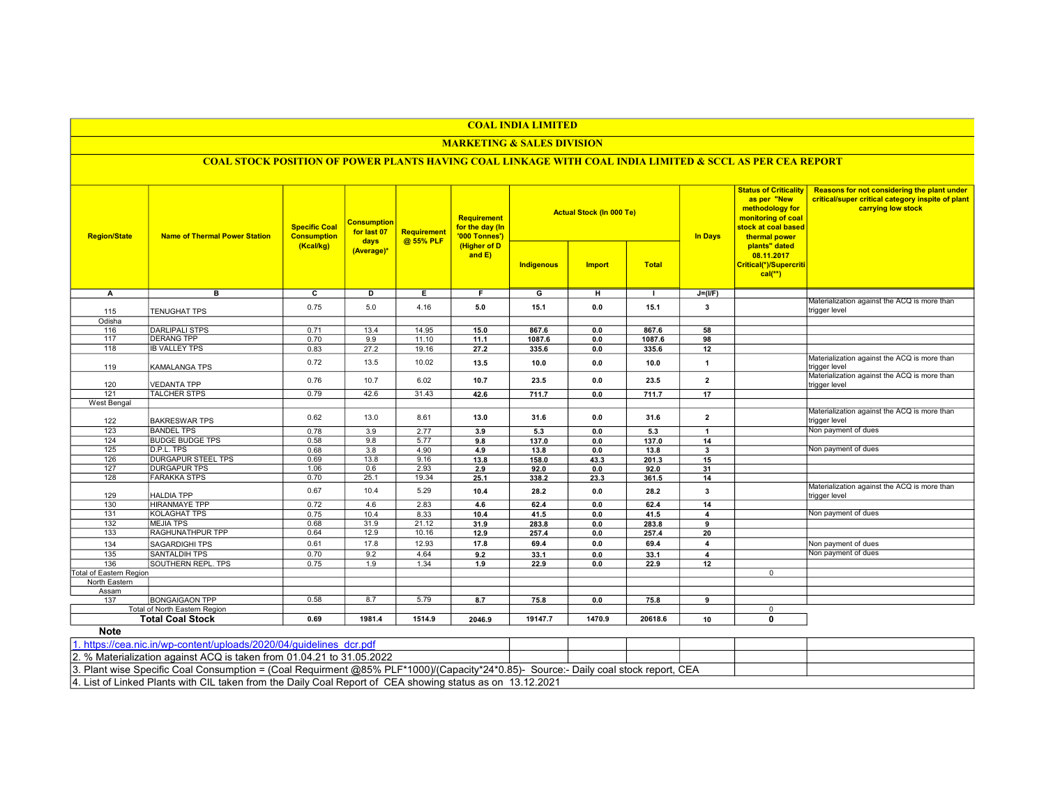# COAL INDIA LIMITED

## MARKETING & SALES DIVISION

### COAL STOCK POSITION OF POWER PLANTS HAVING COAL LINKAGE WITH COAL INDIA LIMITED & SCCL AS PER CEA REPORT

| Region/State | Name of Thermal Power Station | Specific Coal Consumption (Kcal/kg) | Consumption for last 07 days (Average)* | Requirement @ 55% PLF | Requirement for the day (In '000 Tonnes') (Higher of D and E) | Actual Stock (In 000 Te) | | | In Days | Status of Criticality as per "New methodology for monitoring of coal stock at coal based thermal power plants" dated 08.11.2017 Critical(*)/Supercritical(**) | Reasons for not considering the plant under critical/super critical category inspite of plant carrying low stock |
|---|---|---|---|---|---|---|---|---|---|---|---|
| | | | | | | Indigenous | Import | Total | | | |
| A | B | C | D | E | F | G | H | I | J=(I/F) | | |
| 115 | TENUGHAT TPS | 0.75 | 5.0 | 4.16 | 5.0 | 15.1 | 0.0 | 15.1 | 3 | | Materialization against the ACQ is more than trigger level |
| Odisha | | | | | | | | | | | |
| 116 | DARLIPALI STPS | 0.71 | 13.4 | 14.95 | 15.0 | 867.6 | 0.0 | 867.6 | 58 | | |
| 117 | DERANG TPP | 0.70 | 9.9 | 11.10 | 11.1 | 1087.6 | 0.0 | 1087.6 | 98 | | |
| 118 | IB VALLEY TPS | 0.83 | 27.2 | 19.16 | 27.2 | 335.6 | 0.0 | 335.6 | 12 | | |
| 119 | KAMALANGA TPS | 0.72 | 13.5 | 10.02 | 13.5 | 10.0 | 0.0 | 10.0 | 1 | | Materialization against the ACQ is more than trigger level |
| 120 | VEDANTA TPP | 0.76 | 10.7 | 6.02 | 10.7 | 23.5 | 0.0 | 23.5 | 2 | | Materialization against the ACQ is more than trigger level |
| 121 | TALCHER STPS | 0.79 | 42.6 | 31.43 | 42.6 | 711.7 | 0.0 | 711.7 | 17 | | |
| West Bengal | | | | | | | | | | | |
| 122 | BAKRESWAR TPS | 0.62 | 13.0 | 8.61 | 13.0 | 31.6 | 0.0 | 31.6 | 2 | | Materialization against the ACQ is more than trigger level |
| 123 | BANDEL TPS | 0.78 | 3.9 | 2.77 | 3.9 | 5.3 | 0.0 | 5.3 | 1 | | Non payment of dues |
| 124 | BUDGE BUDGE TPS | 0.58 | 9.8 | 5.77 | 9.8 | 137.0 | 0.0 | 137.0 | 14 | | |
| 125 | D.P.L. TPS | 0.68 | 3.8 | 4.90 | 4.9 | 13.8 | 0.0 | 13.8 | 3 | | Non payment of dues |
| 126 | DURGAPUR STEEL TPS | 0.69 | 13.8 | 9.16 | 13.8 | 158.0 | 43.3 | 201.3 | 15 | | |
| 127 | DURGAPUR TPS | 1.06 | 0.6 | 2.93 | 2.9 | 92.0 | 0.0 | 92.0 | 31 | | |
| 128 | FARAKKA STPS | 0.70 | 25.1 | 19.34 | 25.1 | 338.2 | 23.3 | 361.5 | 14 | | |
| 129 | HALDIA TPP | 0.67 | 10.4 | 5.29 | 10.4 | 28.2 | 0.0 | 28.2 | 3 | | Materialization against the ACQ is more than trigger level |
| 130 | HIRANMAYE TPP | 0.72 | 4.6 | 2.83 | 4.6 | 62.4 | 0.0 | 62.4 | 14 | | |
| 131 | KOLAGHAT TPS | 0.75 | 10.4 | 8.33 | 10.4 | 41.5 | 0.0 | 41.5 | 4 | | Non payment of dues |
| 132 | MEJIA TPS | 0.68 | 31.9 | 21.12 | 31.9 | 283.8 | 0.0 | 283.8 | 9 | | |
| 133 | RAGHUNATHPUR TPP | 0.64 | 12.9 | 10.16 | 12.9 | 257.4 | 0.0 | 257.4 | 20 | | |
| 134 | SAGARDIGHI TPS | 0.61 | 17.8 | 12.93 | 17.8 | 69.4 | 0.0 | 69.4 | 4 | | Non payment of dues |
| 135 | SANTALDIH TPS | 0.70 | 9.2 | 4.64 | 9.2 | 33.1 | 0.0 | 33.1 | 4 | | Non payment of dues |
| 136 | SOUTHERN REPL. TPS | 0.75 | 1.9 | 1.34 | 1.9 | 22.9 | 0.0 | 22.9 | 12 | | |
| Total of Eastern Region | | | | | | | | | | 0 | |
| North Eastern | | | | | | | | | | | |
| Assam | | | | | | | | | | | |
| 137 | BONGAIGAON TPP | 0.58 | 8.7 | 5.79 | 8.7 | 75.8 | 0.0 | 75.8 | 9 | | |
| Total of North Eastern Region | | | | | | | | | | 0 | |
| **Total Coal Stock** | | **0.69** | **1981.4** | **1514.9** | **2046.9** | **19147.7** | **1470.9** | **20618.6** | **10** | **0** | |

**Note**

1. https://cea.nic.in/wp-content/uploads/2020/04/guidelines_dcr.pdf
2. % Materialization against ACQ is taken from 01.04.21 to 31.05.2022
3. Plant wise Specific Coal Consumption = (Coal Requirment @85% PLF*1000)/(Capacity*24*0.85)- Source:- Daily coal stock report, CEA
4. List of Linked Plants with CIL taken from the Daily Coal Report of CEA showing status as on 13.12.2021